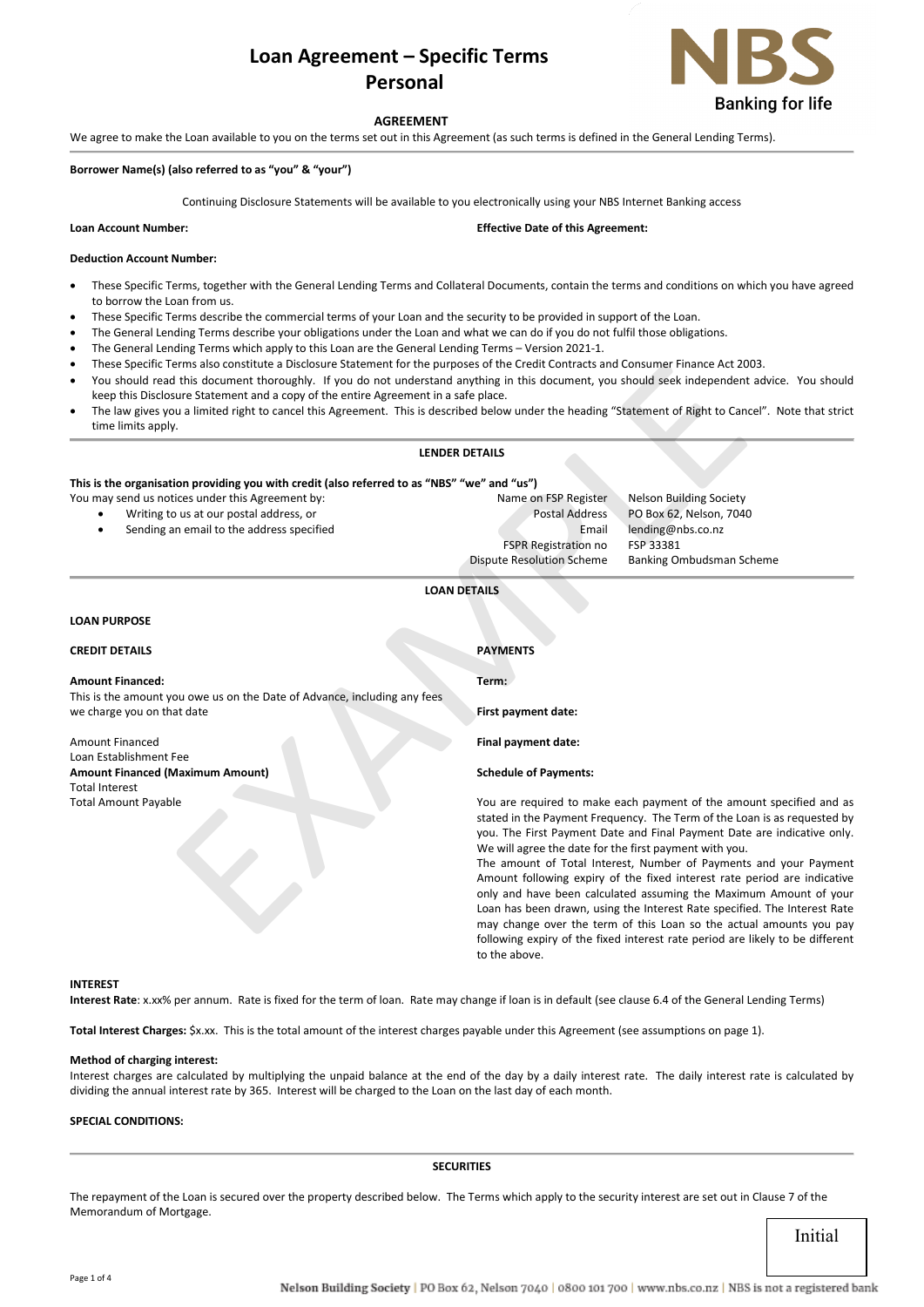# Loan Agreement – Specific Terms
## Personal

NBS
Banking for life

**AGREEMENT**

We agree to make the Loan available to you on the terms set out in this Agreement (as such terms is defined in the General Lending Terms).

**Borrower Name(s) (also referred to as "you" & "your")**

Continuing Disclosure Statements will be available to you electronically using your NBS Internet Banking access

**Loan Account Number:**

**Effective Date of this Agreement:**

**Deduction Account Number:**

- These Specific Terms, together with the General Lending Terms and Collateral Documents, contain the terms and conditions on which you have agreed to borrow the Loan from us.
- These Specific Terms describe the commercial terms of your Loan and the security to be provided in support of the Loan.
- The General Lending Terms describe your obligations under the Loan and what we can do if you do not fulfil those obligations.
- The General Lending Terms which apply to this Loan are the General Lending Terms – Version 2021-1.
- These Specific Terms also constitute a Disclosure Statement for the purposes of the Credit Contracts and Consumer Finance Act 2003.
- You should read this document thoroughly. If you do not understand anything in this document, you should seek independent advice. You should keep this Disclosure Statement and a copy of the entire Agreement in a safe place.
- The law gives you a limited right to cancel this Agreement. This is described below under the heading "Statement of Right to Cancel". Note that strict time limits apply.

**LENDER DETAILS**

**This is the organisation providing you with credit (also referred to as "NBS" "we" and "us")**

You may send us notices under this Agreement by:

- Writing to us at our postal address, or
- Sending an email to the address specified

| | |
|---|---|
| Name on FSP Register | Nelson Building Society |
| Postal Address | PO Box 62, Nelson, 7040 |
| Email | lending@nbs.co.nz |
| FSPR Registration no | FSP 33381 |
| Dispute Resolution Scheme | Banking Ombudsman Scheme |

**LOAN DETAILS**

**LOAN PURPOSE**

**CREDIT DETAILS**

**Amount Financed:**

This is the amount you owe us on the Date of Advance, including any fees we charge you on that date

Amount Financed
Loan Establishment Fee
**Amount Financed (Maximum Amount)**
Total Interest
Total Amount Payable

**PAYMENTS**

**Term:**

**First payment date:**

**Final payment date:**

**Schedule of Payments:**

You are required to make each payment of the amount specified and as stated in the Payment Frequency. The Term of the Loan is as requested by you. The First Payment Date and Final Payment Date are indicative only. We will agree the date for the first payment with you.

The amount of Total Interest, Number of Payments and your Payment Amount following expiry of the fixed interest rate period are indicative only and have been calculated assuming the Maximum Amount of your Loan has been drawn, using the Interest Rate specified. The Interest Rate may change over the term of this Loan so the actual amounts you pay following expiry of the fixed interest rate period are likely to be different to the above.

**INTEREST**

**Interest Rate**: x.xx% per annum. Rate is fixed for the term of loan. Rate may change if loan is in default (see clause 6.4 of the General Lending Terms)

**Total Interest Charges:** $x.xx. This is the total amount of the interest charges payable under this Agreement (see assumptions on page 1).

**Method of charging interest:**

Interest charges are calculated by multiplying the unpaid balance at the end of the day by a daily interest rate. The daily interest rate is calculated by dividing the annual interest rate by 365. Interest will be charged to the Loan on the last day of each month.

**SPECIAL CONDITIONS:**

**SECURITIES**

The repayment of the Loan is secured over the property described below. The Terms which apply to the security interest are set out in Clause 7 of the Memorandum of Mortgage.

Initial

Nelson Building Society | PO Box 62, Nelson 7040 | 0800 101 700 | www.nbs.co.nz | NBS is not a registered bank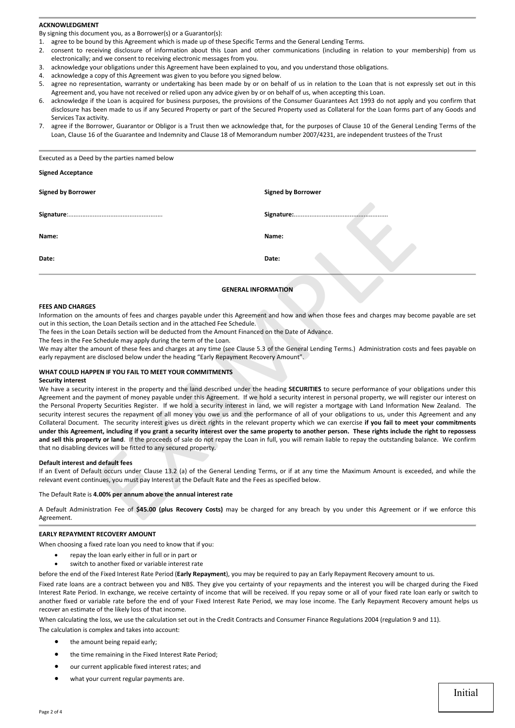**ACKNOWLEDGMENT**

By signing this document you, as a Borrower(s) or a Guarantor(s):

1. agree to be bound by this Agreement which is made up of these Specific Terms and the General Lending Terms.
2. consent to receiving disclosure of information about this Loan and other communications (including in relation to your membership) from us electronically; and we consent to receiving electronic messages from you.
3. acknowledge your obligations under this Agreement have been explained to you, and you understand those obligations.
4. acknowledge a copy of this Agreement was given to you before you signed below.
5. agree no representation, warranty or undertaking has been made by or on behalf of us in relation to the Loan that is not expressly set out in this Agreement and, you have not received or relied upon any advice given by or on behalf of us, when accepting this Loan.
6. acknowledge if the Loan is acquired for business purposes, the provisions of the Consumer Guarantees Act 1993 do not apply and you confirm that disclosure has been made to us if any Secured Property or part of the Secured Property used as Collateral for the Loan forms part of any Goods and Services Tax activity.
7. agree if the Borrower, Guarantor or Obligor is a Trust then we acknowledge that, for the purposes of Clause 10 of the General Lending Terms of the Loan, Clause 16 of the Guarantee and Indemnity and Clause 18 of Memorandum number 2007/4231, are independent trustees of the Trust

Executed as a Deed by the parties named below

**Signed Acceptance**

| **Signed by Borrower** | **Signed by Borrower** |
|---|---|
| **Signature**:...................................................... | **Signature:**...................................................... |
| **Name:** | **Name:** |
| **Date:** | **Date:** |

## GENERAL INFORMATION

**FEES AND CHARGES**

Information on the amounts of fees and charges payable under this Agreement and how and when those fees and charges may become payable are set out in this section, the Loan Details section and in the attached Fee Schedule.

The fees in the Loan Details section will be deducted from the Amount Financed on the Date of Advance.

The fees in the Fee Schedule may apply during the term of the Loan.

We may alter the amount of these fees and charges at any time (see Clause 5.3 of the General Lending Terms.) Administration costs and fees payable on early repayment are disclosed below under the heading "Early Repayment Recovery Amount".

**WHAT COULD HAPPEN IF YOU FAIL TO MEET YOUR COMMITMENTS**

**Security interest**

We have a security interest in the property and the land described under the heading **SECURITIES** to secure performance of your obligations under this Agreement and the payment of money payable under this Agreement. If we hold a security interest in personal property, we will register our interest on the Personal Property Securities Register. If we hold a security interest in land, we will register a mortgage with Land Information New Zealand. The security interest secures the repayment of all money you owe us and the performance of all of your obligations to us, under this Agreement and any Collateral Document. The security interest gives us direct rights in the relevant property which we can exercise **if you fail to meet your commitments under this Agreement, including if you grant a security interest over the same property to another person. These rights include the right to repossess and sell this property or land**. If the proceeds of sale do not repay the Loan in full, you will remain liable to repay the outstanding balance. We confirm that no disabling devices will be fitted to any secured property.

**Default interest and default fees**

If an Event of Default occurs under Clause 13.2 (a) of the General Lending Terms, or if at any time the Maximum Amount is exceeded, and while the relevant event continues, you must pay Interest at the Default Rate and the Fees as specified below.

The Default Rate is **4.00% per annum above the annual interest rate**

A Default Administration Fee of **$45.00 (plus Recovery Costs)** may be charged for any breach by you under this Agreement or if we enforce this Agreement.

**EARLY REPAYMENT RECOVERY AMOUNT**

When choosing a fixed rate loan you need to know that if you:

- repay the loan early either in full or in part or
- switch to another fixed or variable interest rate

before the end of the Fixed Interest Rate Period (**Early Repayment**), you may be required to pay an Early Repayment Recovery amount to us.

Fixed rate loans are a contract between you and NBS. They give you certainty of your repayments and the interest you will be charged during the Fixed Interest Rate Period. In exchange, we receive certainty of income that will be received. If you repay some or all of your fixed rate loan early or switch to another fixed or variable rate before the end of your Fixed Interest Rate Period, we may lose income. The Early Repayment Recovery amount helps us recover an estimate of the likely loss of that income.

When calculating the loss, we use the calculation set out in the Credit Contracts and Consumer Finance Regulations 2004 (regulation 9 and 11).

The calculation is complex and takes into account:

- the amount being repaid early;
- the time remaining in the Fixed Interest Rate Period;
- our current applicable fixed interest rates; and
- what your current regular payments are.

Initial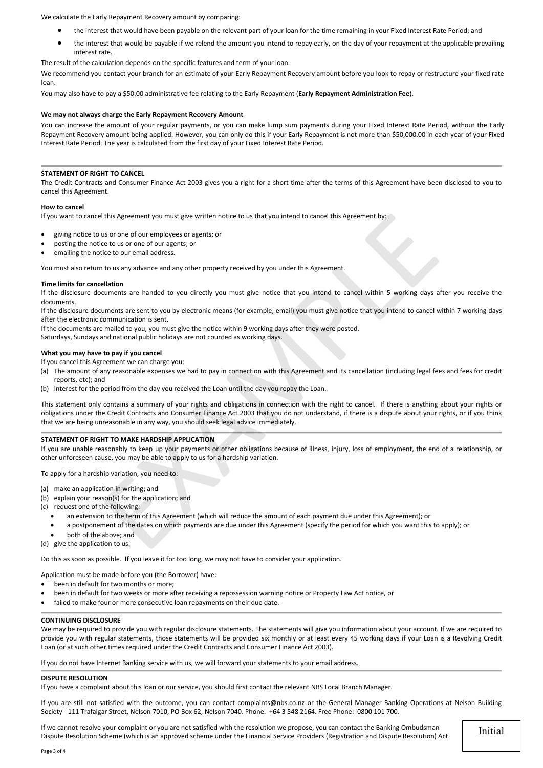We calculate the Early Repayment Recovery amount by comparing:

- the interest that would have been payable on the relevant part of your loan for the time remaining in your Fixed Interest Rate Period; and
- the interest that would be payable if we relend the amount you intend to repay early, on the day of your repayment at the applicable prevailing interest rate.

The result of the calculation depends on the specific features and term of your loan.

We recommend you contact your branch for an estimate of your Early Repayment Recovery amount before you look to repay or restructure your fixed rate loan.

You may also have to pay a $50.00 administrative fee relating to the Early Repayment (**Early Repayment Administration Fee**).

**We may not always charge the Early Repayment Recovery Amount**

You can increase the amount of your regular payments, or you can make lump sum payments during your Fixed Interest Rate Period, without the Early Repayment Recovery amount being applied. However, you can only do this if your Early Repayment is not more than $50,000.00 in each year of your Fixed Interest Rate Period. The year is calculated from the first day of your Fixed Interest Rate Period.

## STATEMENT OF RIGHT TO CANCEL

The Credit Contracts and Consumer Finance Act 2003 gives you a right for a short time after the terms of this Agreement have been disclosed to you to cancel this Agreement.

**How to cancel**

If you want to cancel this Agreement you must give written notice to us that you intend to cancel this Agreement by:

- giving notice to us or one of our employees or agents; or
- posting the notice to us or one of our agents; or
- emailing the notice to our email address.

You must also return to us any advance and any other property received by you under this Agreement.

**Time limits for cancellation**

If the disclosure documents are handed to you directly you must give notice that you intend to cancel within 5 working days after you receive the documents.

If the disclosure documents are sent to you by electronic means (for example, email) you must give notice that you intend to cancel within 7 working days after the electronic communication is sent.

If the documents are mailed to you, you must give the notice within 9 working days after they were posted.

Saturdays, Sundays and national public holidays are not counted as working days.

**What you may have to pay if you cancel**

If you cancel this Agreement we can charge you:

(a) The amount of any reasonable expenses we had to pay in connection with this Agreement and its cancellation (including legal fees and fees for credit reports, etc); and
(b) Interest for the period from the day you received the Loan until the day you repay the Loan.

This statement only contains a summary of your rights and obligations in connection with the right to cancel. If there is anything about your rights or obligations under the Credit Contracts and Consumer Finance Act 2003 that you do not understand, if there is a dispute about your rights, or if you think that we are being unreasonable in any way, you should seek legal advice immediately.

## STATEMENT OF RIGHT TO MAKE HARDSHIP APPLICATION

If you are unable reasonably to keep up your payments or other obligations because of illness, injury, loss of employment, the end of a relationship, or other unforeseen cause, you may be able to apply to us for a hardship variation.

To apply for a hardship variation, you need to:

(a) make an application in writing; and
(b) explain your reason(s) for the application; and
(c) request one of the following:
    - an extension to the term of this Agreement (which will reduce the amount of each payment due under this Agreement); or
    - a postponement of the dates on which payments are due under this Agreement (specify the period for which you want this to apply); or
    - both of the above; and
(d) give the application to us.

Do this as soon as possible. If you leave it for too long, we may not have to consider your application.

Application must be made before you (the Borrower) have:

- been in default for two months or more;
- been in default for two weeks or more after receiving a repossession warning notice or Property Law Act notice, or
- failed to make four or more consecutive loan repayments on their due date.

## CONTINUING DISCLOSURE

We may be required to provide you with regular disclosure statements. The statements will give you information about your account. If we are required to provide you with regular statements, those statements will be provided six monthly or at least every 45 working days if your Loan is a Revolving Credit Loan (or at such other times required under the Credit Contracts and Consumer Finance Act 2003).

If you do not have Internet Banking service with us, we will forward your statements to your email address.

## DISPUTE RESOLUTION

If you have a complaint about this loan or our service, you should first contact the relevant NBS Local Branch Manager.

If you are still not satisfied with the outcome, you can contact complaints@nbs.co.nz or the General Manager Banking Operations at Nelson Building Society - 111 Trafalgar Street, Nelson 7010, PO Box 62, Nelson 7040. Phone: +64 3 548 2164. Free Phone: 0800 101 700.

If we cannot resolve your complaint or you are not satisfied with the resolution we propose, you can contact the Banking Ombudsman Dispute Resolution Scheme (which is an approved scheme under the Financial Service Providers (Registration and Dispute Resolution) Act

Initial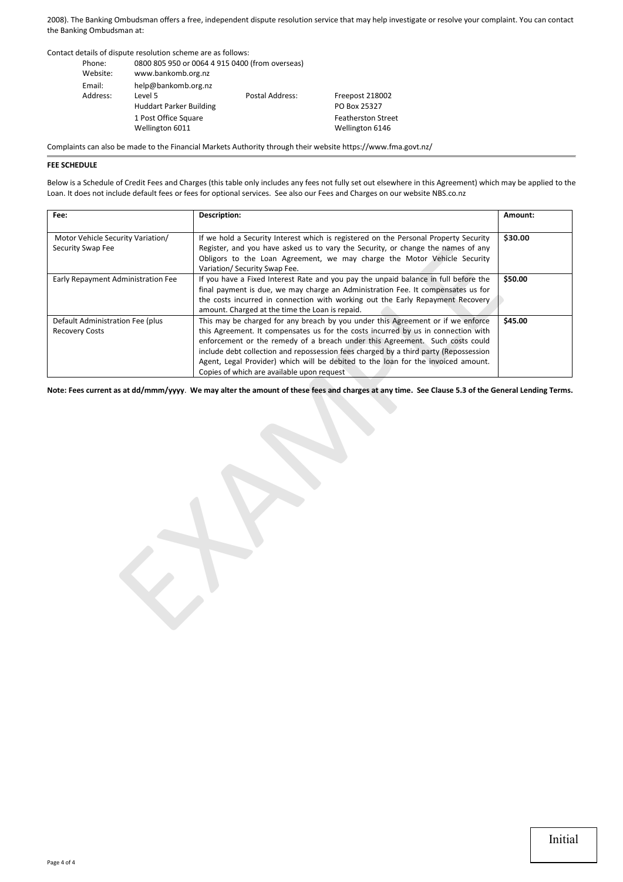2008). The Banking Ombudsman offers a free, independent dispute resolution service that may help investigate or resolve your complaint. You can contact the Banking Ombudsman at:

Contact details of dispute resolution scheme are as follows:

Phone: 0800 805 950 or 0064 4 915 0400 (from overseas)
Website: www.bankomb.org.nz
Email: help@bankomb.org.nz
Address: Level 5
Huddart Parker Building
1 Post Office Square
Wellington 6011

Postal Address: Freepost 218002
PO Box 25327
Featherston Street
Wellington 6146

Complaints can also be made to the Financial Markets Authority through their website https://www.fma.govt.nz/

**FEE SCHEDULE**

Below is a Schedule of Credit Fees and Charges (this table only includes any fees not fully set out elsewhere in this Agreement) which may be applied to the Loan. It does not include default fees or fees for optional services. See also our Fees and Charges on our website NBS.co.nz

| Fee: | Description: | Amount: |
|---|---|---|
| Motor Vehicle Security Variation/ Security Swap Fee | If we hold a Security Interest which is registered on the Personal Property Security Register, and you have asked us to vary the Security, or change the names of any Obligors to the Loan Agreement, we may charge the Motor Vehicle Security Variation/ Security Swap Fee. | **$30.00** |
| Early Repayment Administration Fee | If you have a Fixed Interest Rate and you pay the unpaid balance in full before the final payment is due, we may charge an Administration Fee. It compensates us for the costs incurred in connection with working out the Early Repayment Recovery amount. Charged at the time the Loan is repaid. | **$50.00** |
| Default Administration Fee (plus Recovery Costs | This may be charged for any breach by you under this Agreement or if we enforce this Agreement. It compensates us for the costs incurred by us in connection with enforcement or the remedy of a breach under this Agreement. Such costs could include debt collection and repossession fees charged by a third party (Repossession Agent, Legal Provider) which will be debited to the loan for the invoiced amount. Copies of which are available upon request | **$45.00** |

**Note: Fees current as at dd/mmm/yyyy. We may alter the amount of these fees and charges at any time. See Clause 5.3 of the General Lending Terms.**

Initial